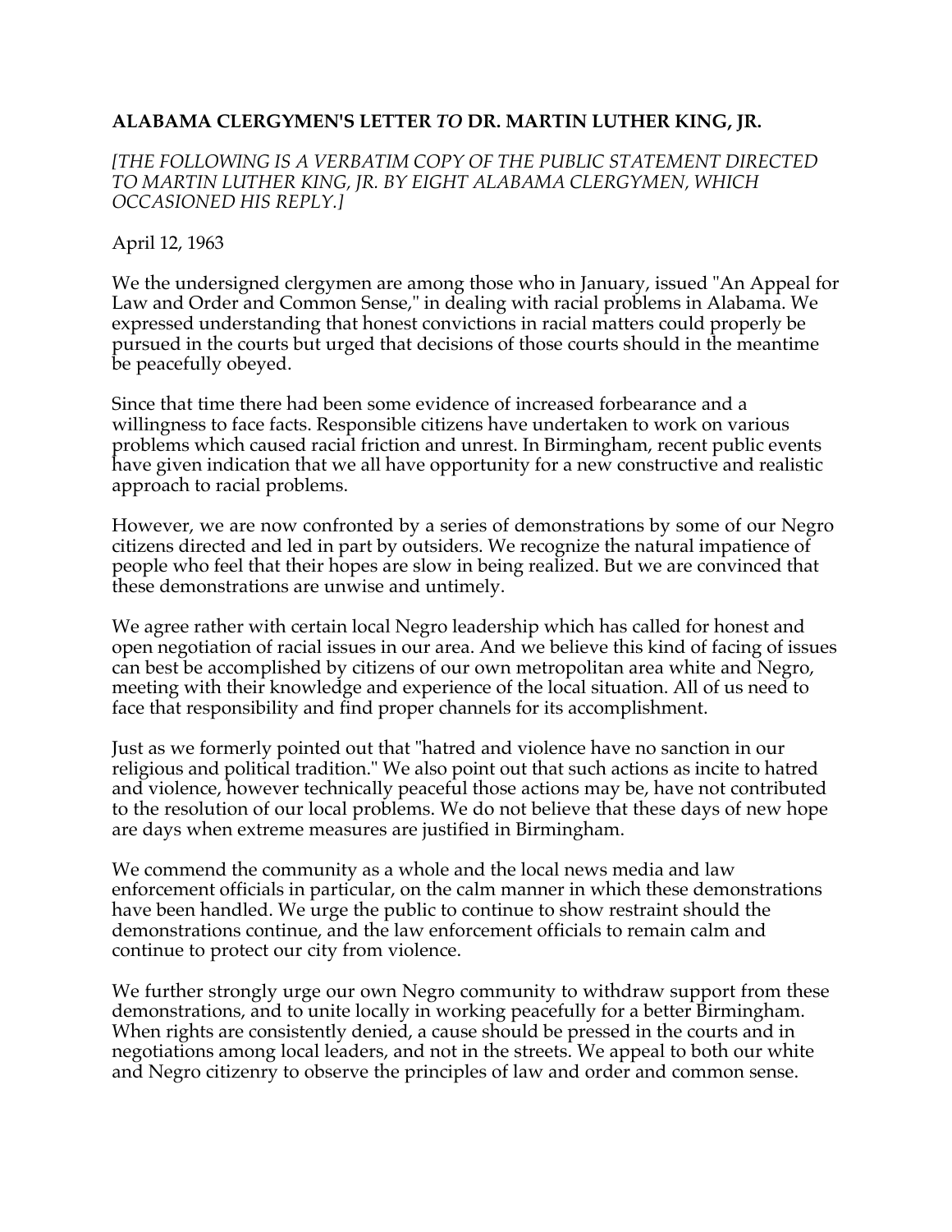# **ALABAMA CLERGYMEN'S LETTER *TO* DR. MARTIN LUTHER KING, JR.**

*[THE FOLLOWING IS A VERBATIM COPY OF THE PUBLIC STATEMENT DIRECTED TO MARTIN LUTHER KING, JR. BY EIGHT ALABAMA CLERGYMEN, WHICH OCCASIONED HIS REPLY.]*

April 12, 1963

We the undersigned clergymen are among those who in January, issued "An Appeal for Law and Order and Common Sense," in dealing with racial problems in Alabama. We expressed understanding that honest convictions in racial matters could properly be pursued in the courts but urged that decisions of those courts should in the meantime be peacefully obeyed.

Since that time there had been some evidence of increased forbearance and a willingness to face facts. Responsible citizens have undertaken to work on various problems which caused racial friction and unrest. In Birmingham, recent public events have given indication that we all have opportunity for a new constructive and realistic approach to racial problems.

However, we are now confronted by a series of demonstrations by some of our Negro citizens directed and led in part by outsiders. We recognize the natural impatience of people who feel that their hopes are slow in being realized. But we are convinced that these demonstrations are unwise and untimely.

We agree rather with certain local Negro leadership which has called for honest and open negotiation of racial issues in our area. And we believe this kind of facing of issues can best be accomplished by citizens of our own metropolitan area white and Negro, meeting with their knowledge and experience of the local situation. All of us need to face that responsibility and find proper channels for its accomplishment.

Just as we formerly pointed out that "hatred and violence have no sanction in our religious and political tradition." We also point out that such actions as incite to hatred and violence, however technically peaceful those actions may be, have not contributed to the resolution of our local problems. We do not believe that these days of new hope are days when extreme measures are justified in Birmingham.

We commend the community as a whole and the local news media and law enforcement officials in particular, on the calm manner in which these demonstrations have been handled. We urge the public to continue to show restraint should the demonstrations continue, and the law enforcement officials to remain calm and continue to protect our city from violence.

We further strongly urge our own Negro community to withdraw support from these demonstrations, and to unite locally in working peacefully for a better Birmingham. When rights are consistently denied, a cause should be pressed in the courts and in negotiations among local leaders, and not in the streets. We appeal to both our white and Negro citizenry to observe the principles of law and order and common sense.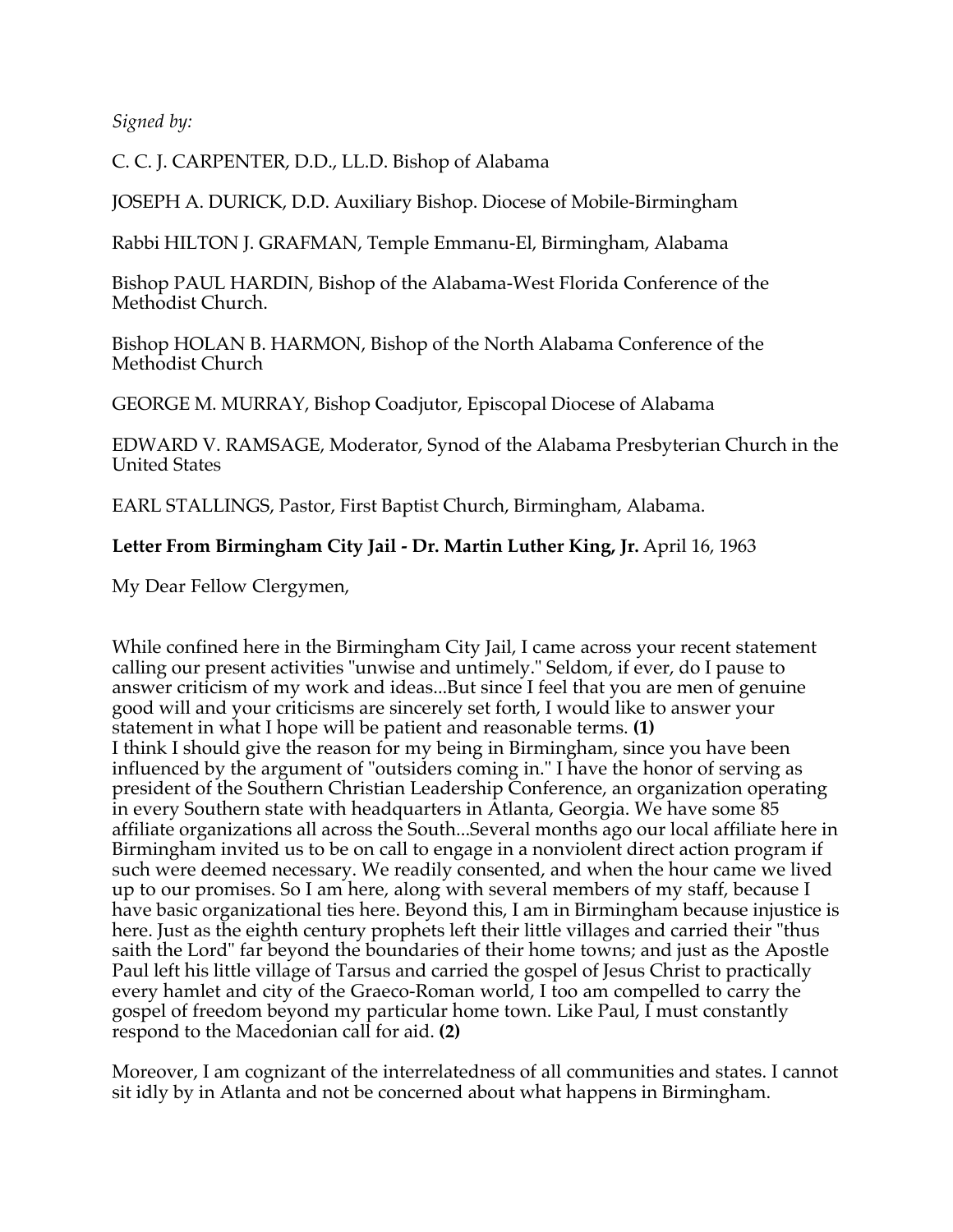*Signed by:*

C. C. J. CARPENTER, D.D., LL.D. Bishop of Alabama

JOSEPH A. DURICK, D.D. Auxiliary Bishop. Diocese of Mobile-Birmingham

Rabbi HILTON J. GRAFMAN, Temple Emmanu-El, Birmingham, Alabama

Bishop PAUL HARDIN, Bishop of the Alabama-West Florida Conference of the Methodist Church.

Bishop HOLAN B. HARMON, Bishop of the North Alabama Conference of the Methodist Church

GEORGE M. MURRAY, Bishop Coadjutor, Episcopal Diocese of Alabama

EDWARD V. RAMSAGE, Moderator, Synod of the Alabama Presbyterian Church in the United States

EARL STALLINGS, Pastor, First Baptist Church, Birmingham, Alabama.

**Letter From Birmingham City Jail - Dr. Martin Luther King, Jr.** April 16, 1963

My Dear Fellow Clergymen,

While confined here in the Birmingham City Jail, I came across your recent statement calling our present activities "unwise and untimely." Seldom, if ever, do I pause to answer criticism of my work and ideas...But since I feel that you are men of genuine good will and your criticisms are sincerely set forth, I would like to answer your statement in what I hope will be patient and reasonable terms. **(1)**
I think I should give the reason for my being in Birmingham, since you have been influenced by the argument of "outsiders coming in." I have the honor of serving as president of the Southern Christian Leadership Conference, an organization operating in every Southern state with headquarters in Atlanta, Georgia. We have some 85 affiliate organizations all across the South...Several months ago our local affiliate here in Birmingham invited us to be on call to engage in a nonviolent direct action program if such were deemed necessary. We readily consented, and when the hour came we lived up to our promises. So I am here, along with several members of my staff, because I have basic organizational ties here. Beyond this, I am in Birmingham because injustice is here. Just as the eighth century prophets left their little villages and carried their "thus saith the Lord" far beyond the boundaries of their home towns; and just as the Apostle Paul left his little village of Tarsus and carried the gospel of Jesus Christ to practically every hamlet and city of the Graeco-Roman world, I too am compelled to carry the gospel of freedom beyond my particular home town. Like Paul, I must constantly respond to the Macedonian call for aid. **(2)**

Moreover, I am cognizant of the interrelatedness of all communities and states. I cannot sit idly by in Atlanta and not be concerned about what happens in Birmingham.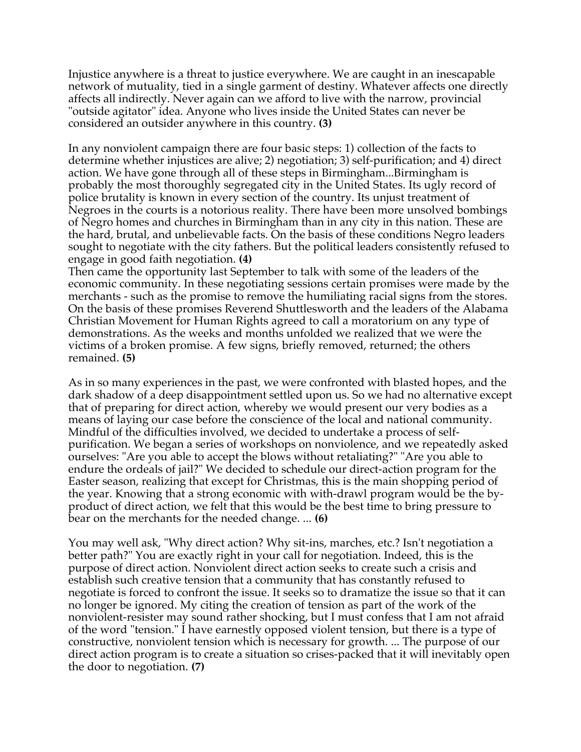Injustice anywhere is a threat to justice everywhere. We are caught in an inescapable network of mutuality, tied in a single garment of destiny. Whatever affects one directly affects all indirectly. Never again can we afford to live with the narrow, provincial "outside agitator" idea. Anyone who lives inside the United States can never be considered an outsider anywhere in this country. **(3)**

In any nonviolent campaign there are four basic steps: 1) collection of the facts to determine whether injustices are alive; 2) negotiation; 3) self-purification; and 4) direct action. We have gone through all of these steps in Birmingham...Birmingham is probably the most thoroughly segregated city in the United States. Its ugly record of police brutality is known in every section of the country. Its unjust treatment of Negroes in the courts is a notorious reality. There have been more unsolved bombings of Negro homes and churches in Birmingham than in any city in this nation. These are the hard, brutal, and unbelievable facts. On the basis of these conditions Negro leaders sought to negotiate with the city fathers. But the political leaders consistently refused to engage in good faith negotiation. **(4)**

Then came the opportunity last September to talk with some of the leaders of the economic community. In these negotiating sessions certain promises were made by the merchants - such as the promise to remove the humiliating racial signs from the stores. On the basis of these promises Reverend Shuttlesworth and the leaders of the Alabama Christian Movement for Human Rights agreed to call a moratorium on any type of demonstrations. As the weeks and months unfolded we realized that we were the victims of a broken promise. A few signs, briefly removed, returned; the others remained. **(5)**

As in so many experiences in the past, we were confronted with blasted hopes, and the dark shadow of a deep disappointment settled upon us. So we had no alternative except that of preparing for direct action, whereby we would present our very bodies as a means of laying our case before the conscience of the local and national community. Mindful of the difficulties involved, we decided to undertake a process of self-purification. We began a series of workshops on nonviolence, and we repeatedly asked ourselves: "Are you able to accept the blows without retaliating?" "Are you able to endure the ordeals of jail?" We decided to schedule our direct-action program for the Easter season, realizing that except for Christmas, this is the main shopping period of the year. Knowing that a strong economic with with-drawl program would be the by-product of direct action, we felt that this would be the best time to bring pressure to bear on the merchants for the needed change. ... **(6)**

You may well ask, "Why direct action? Why sit-ins, marches, etc.? Isn't negotiation a better path?" You are exactly right in your call for negotiation. Indeed, this is the purpose of direct action. Nonviolent direct action seeks to create such a crisis and establish such creative tension that a community that has constantly refused to negotiate is forced to confront the issue. It seeks so to dramatize the issue so that it can no longer be ignored. My citing the creation of tension as part of the work of the nonviolent-resister may sound rather shocking, but I must confess that I am not afraid of the word "tension." I have earnestly opposed violent tension, but there is a type of constructive, nonviolent tension which is necessary for growth. ... The purpose of our direct action program is to create a situation so crises-packed that it will inevitably open the door to negotiation. **(7)**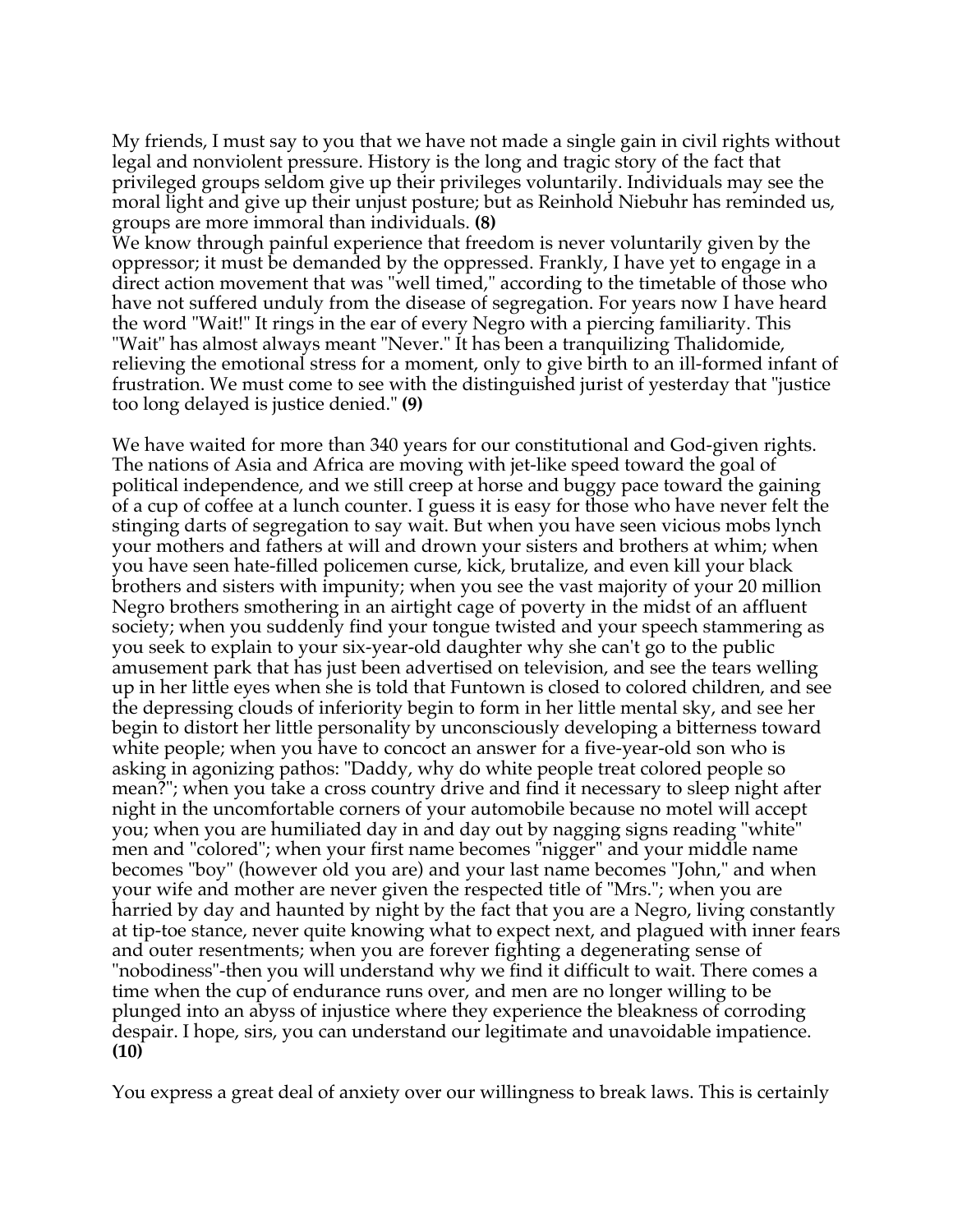My friends, I must say to you that we have not made a single gain in civil rights without legal and nonviolent pressure. History is the long and tragic story of the fact that privileged groups seldom give up their privileges voluntarily. Individuals may see the moral light and give up their unjust posture; but as Reinhold Niebuhr has reminded us, groups are more immoral than individuals. **(8)**

We know through painful experience that freedom is never voluntarily given by the oppressor; it must be demanded by the oppressed. Frankly, I have yet to engage in a direct action movement that was "well timed," according to the timetable of those who have not suffered unduly from the disease of segregation. For years now I have heard the word "Wait!" It rings in the ear of every Negro with a piercing familiarity. This "Wait" has almost always meant "Never." It has been a tranquilizing Thalidomide, relieving the emotional stress for a moment, only to give birth to an ill-formed infant of frustration. We must come to see with the distinguished jurist of yesterday that "justice too long delayed is justice denied." **(9)**

We have waited for more than 340 years for our constitutional and God-given rights. The nations of Asia and Africa are moving with jet-like speed toward the goal of political independence, and we still creep at horse and buggy pace toward the gaining of a cup of coffee at a lunch counter. I guess it is easy for those who have never felt the stinging darts of segregation to say wait. But when you have seen vicious mobs lynch your mothers and fathers at will and drown your sisters and brothers at whim; when you have seen hate-filled policemen curse, kick, brutalize, and even kill your black brothers and sisters with impunity; when you see the vast majority of your 20 million Negro brothers smothering in an airtight cage of poverty in the midst of an affluent society; when you suddenly find your tongue twisted and your speech stammering as you seek to explain to your six-year-old daughter why she can't go to the public amusement park that has just been advertised on television, and see the tears welling up in her little eyes when she is told that Funtown is closed to colored children, and see the depressing clouds of inferiority begin to form in her little mental sky, and see her begin to distort her little personality by unconsciously developing a bitterness toward white people; when you have to concoct an answer for a five-year-old son who is asking in agonizing pathos: "Daddy, why do white people treat colored people so mean?"; when you take a cross country drive and find it necessary to sleep night after night in the uncomfortable corners of your automobile because no motel will accept you; when you are humiliated day in and day out by nagging signs reading "white" men and "colored"; when your first name becomes "nigger" and your middle name becomes "boy" (however old you are) and your last name becomes "John," and when your wife and mother are never given the respected title of "Mrs."; when you are harried by day and haunted by night by the fact that you are a Negro, living constantly at tip-toe stance, never quite knowing what to expect next, and plagued with inner fears and outer resentments; when you are forever fighting a degenerating sense of "nobodiness"-then you will understand why we find it difficult to wait. There comes a time when the cup of endurance runs over, and men are no longer willing to be plunged into an abyss of injustice where they experience the bleakness of corroding despair. I hope, sirs, you can understand our legitimate and unavoidable impatience. **(10)**

You express a great deal of anxiety over our willingness to break laws. This is certainly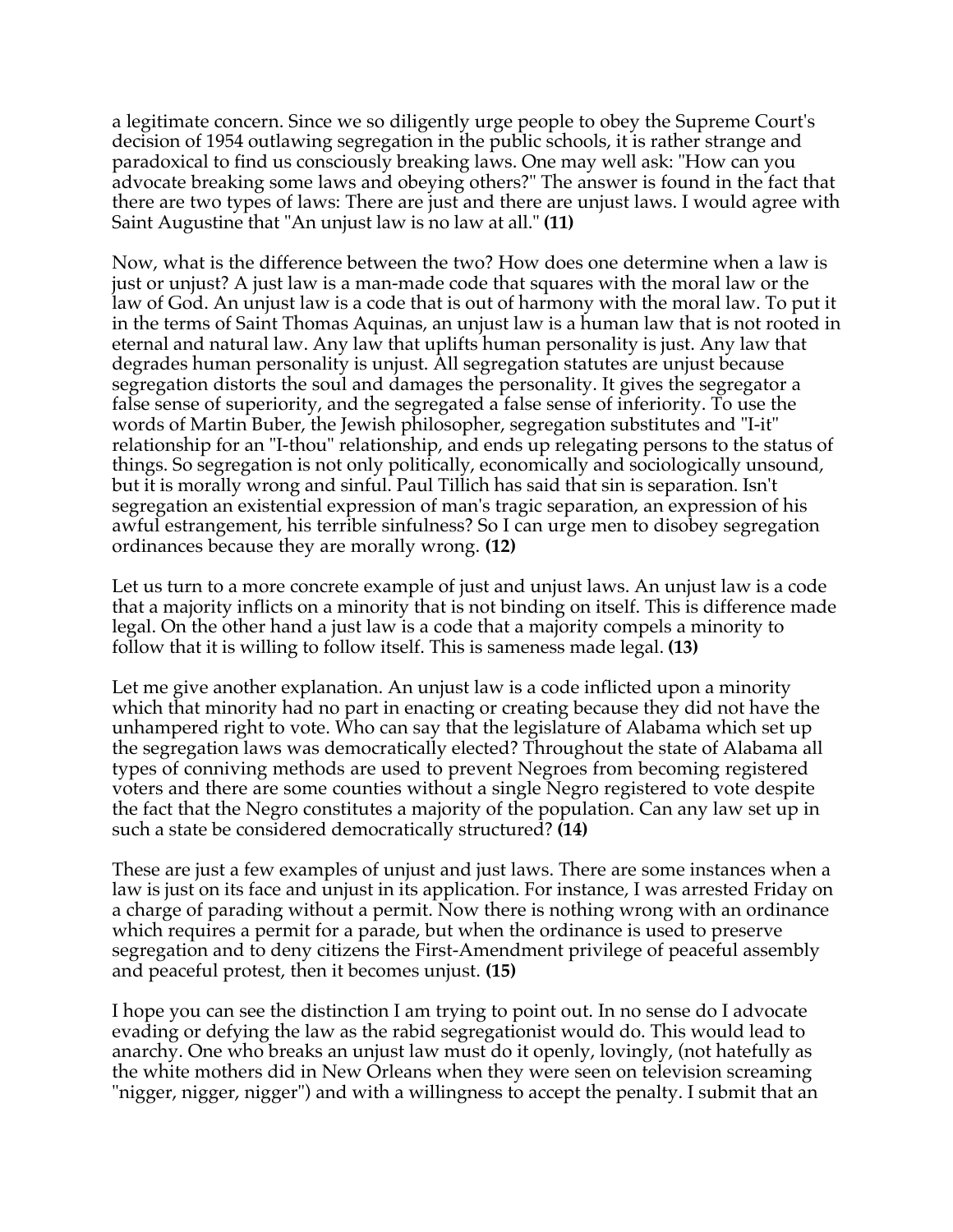a legitimate concern. Since we so diligently urge people to obey the Supreme Court's decision of 1954 outlawing segregation in the public schools, it is rather strange and paradoxical to find us consciously breaking laws. One may well ask: "How can you advocate breaking some laws and obeying others?" The answer is found in the fact that there are two types of laws: There are just and there are unjust laws. I would agree with Saint Augustine that "An unjust law is no law at all." **(11)**

Now, what is the difference between the two? How does one determine when a law is just or unjust? A just law is a man-made code that squares with the moral law or the law of God. An unjust law is a code that is out of harmony with the moral law. To put it in the terms of Saint Thomas Aquinas, an unjust law is a human law that is not rooted in eternal and natural law. Any law that uplifts human personality is just. Any law that degrades human personality is unjust. All segregation statutes are unjust because segregation distorts the soul and damages the personality. It gives the segregator a false sense of superiority, and the segregated a false sense of inferiority. To use the words of Martin Buber, the Jewish philosopher, segregation substitutes and "I-it" relationship for an "I-thou" relationship, and ends up relegating persons to the status of things. So segregation is not only politically, economically and sociologically unsound, but it is morally wrong and sinful. Paul Tillich has said that sin is separation. Isn't segregation an existential expression of man's tragic separation, an expression of his awful estrangement, his terrible sinfulness? So I can urge men to disobey segregation ordinances because they are morally wrong. **(12)**

Let us turn to a more concrete example of just and unjust laws. An unjust law is a code that a majority inflicts on a minority that is not binding on itself. This is difference made legal. On the other hand a just law is a code that a majority compels a minority to follow that it is willing to follow itself. This is sameness made legal. **(13)**

Let me give another explanation. An unjust law is a code inflicted upon a minority which that minority had no part in enacting or creating because they did not have the unhampered right to vote. Who can say that the legislature of Alabama which set up the segregation laws was democratically elected? Throughout the state of Alabama all types of conniving methods are used to prevent Negroes from becoming registered voters and there are some counties without a single Negro registered to vote despite the fact that the Negro constitutes a majority of the population. Can any law set up in such a state be considered democratically structured? **(14)**

These are just a few examples of unjust and just laws. There are some instances when a law is just on its face and unjust in its application. For instance, I was arrested Friday on a charge of parading without a permit. Now there is nothing wrong with an ordinance which requires a permit for a parade, but when the ordinance is used to preserve segregation and to deny citizens the First-Amendment privilege of peaceful assembly and peaceful protest, then it becomes unjust. **(15)**

I hope you can see the distinction I am trying to point out. In no sense do I advocate evading or defying the law as the rabid segregationist would do. This would lead to anarchy. One who breaks an unjust law must do it openly, lovingly, (not hatefully as the white mothers did in New Orleans when they were seen on television screaming "nigger, nigger, nigger") and with a willingness to accept the penalty. I submit that an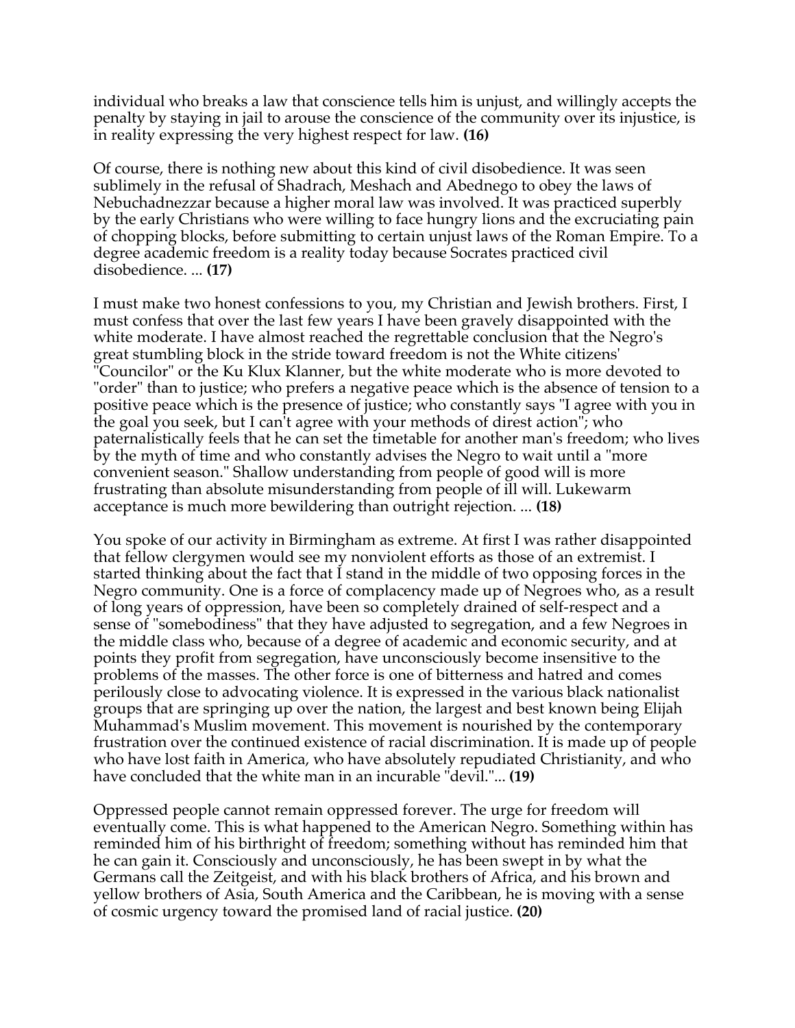individual who breaks a law that conscience tells him is unjust, and willingly accepts the penalty by staying in jail to arouse the conscience of the community over its injustice, is in reality expressing the very highest respect for law. **(16)**

Of course, there is nothing new about this kind of civil disobedience. It was seen sublimely in the refusal of Shadrach, Meshach and Abednego to obey the laws of Nebuchadnezzar because a higher moral law was involved. It was practiced superbly by the early Christians who were willing to face hungry lions and the excruciating pain of chopping blocks, before submitting to certain unjust laws of the Roman Empire. To a degree academic freedom is a reality today because Socrates practiced civil disobedience. ... **(17)**

I must make two honest confessions to you, my Christian and Jewish brothers. First, I must confess that over the last few years I have been gravely disappointed with the white moderate. I have almost reached the regrettable conclusion that the Negro's great stumbling block in the stride toward freedom is not the White citizens' "Councilor" or the Ku Klux Klanner, but the white moderate who is more devoted to "order" than to justice; who prefers a negative peace which is the absence of tension to a positive peace which is the presence of justice; who constantly says "I agree with you in the goal you seek, but I can't agree with your methods of direst action"; who paternalistically feels that he can set the timetable for another man's freedom; who lives by the myth of time and who constantly advises the Negro to wait until a "more convenient season." Shallow understanding from people of good will is more frustrating than absolute misunderstanding from people of ill will. Lukewarm acceptance is much more bewildering than outright rejection. ... **(18)**

You spoke of our activity in Birmingham as extreme. At first I was rather disappointed that fellow clergymen would see my nonviolent efforts as those of an extremist. I started thinking about the fact that I stand in the middle of two opposing forces in the Negro community. One is a force of complacency made up of Negroes who, as a result of long years of oppression, have been so completely drained of self-respect and a sense of "somebodiness" that they have adjusted to segregation, and a few Negroes in the middle class who, because of a degree of academic and economic security, and at points they profit from segregation, have unconsciously become insensitive to the problems of the masses. The other force is one of bitterness and hatred and comes perilously close to advocating violence. It is expressed in the various black nationalist groups that are springing up over the nation, the largest and best known being Elijah Muhammad's Muslim movement. This movement is nourished by the contemporary frustration over the continued existence of racial discrimination. It is made up of people who have lost faith in America, who have absolutely repudiated Christianity, and who have concluded that the white man in an incurable "devil."... **(19)**

Oppressed people cannot remain oppressed forever. The urge for freedom will eventually come. This is what happened to the American Negro. Something within has reminded him of his birthright of freedom; something without has reminded him that he can gain it. Consciously and unconsciously, he has been swept in by what the Germans call the Zeitgeist, and with his black brothers of Africa, and his brown and yellow brothers of Asia, South America and the Caribbean, he is moving with a sense of cosmic urgency toward the promised land of racial justice. **(20)**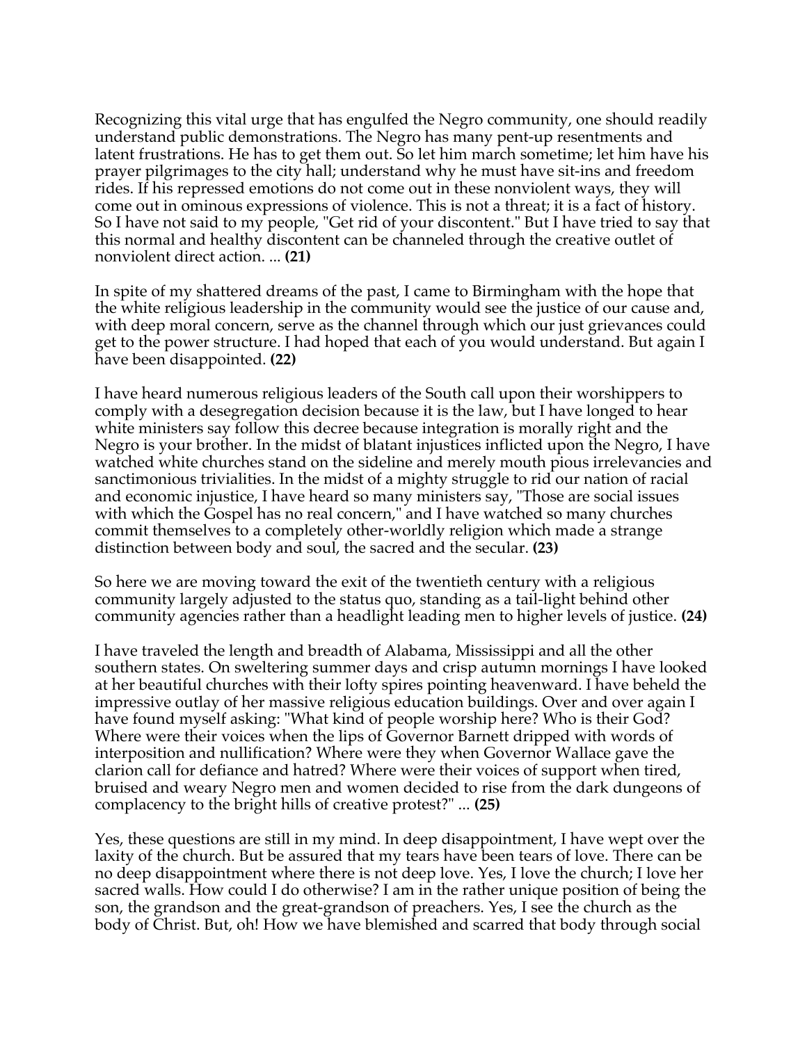Recognizing this vital urge that has engulfed the Negro community, one should readily understand public demonstrations. The Negro has many pent-up resentments and latent frustrations. He has to get them out. So let him march sometime; let him have his prayer pilgrimages to the city hall; understand why he must have sit-ins and freedom rides. If his repressed emotions do not come out in these nonviolent ways, they will come out in ominous expressions of violence. This is not a threat; it is a fact of history. So I have not said to my people, "Get rid of your discontent." But I have tried to say that this normal and healthy discontent can be channeled through the creative outlet of nonviolent direct action. ... **(21)**

In spite of my shattered dreams of the past, I came to Birmingham with the hope that the white religious leadership in the community would see the justice of our cause and, with deep moral concern, serve as the channel through which our just grievances could get to the power structure. I had hoped that each of you would understand. But again I have been disappointed. **(22)**

I have heard numerous religious leaders of the South call upon their worshippers to comply with a desegregation decision because it is the law, but I have longed to hear white ministers say follow this decree because integration is morally right and the Negro is your brother. In the midst of blatant injustices inflicted upon the Negro, I have watched white churches stand on the sideline and merely mouth pious irrelevancies and sanctimonious trivialities. In the midst of a mighty struggle to rid our nation of racial and economic injustice, I have heard so many ministers say, "Those are social issues with which the Gospel has no real concern," and I have watched so many churches commit themselves to a completely other-worldly religion which made a strange distinction between body and soul, the sacred and the secular. **(23)**

So here we are moving toward the exit of the twentieth century with a religious community largely adjusted to the status quo, standing as a tail-light behind other community agencies rather than a headlight leading men to higher levels of justice. **(24)**

I have traveled the length and breadth of Alabama, Mississippi and all the other southern states. On sweltering summer days and crisp autumn mornings I have looked at her beautiful churches with their lofty spires pointing heavenward. I have beheld the impressive outlay of her massive religious education buildings. Over and over again I have found myself asking: "What kind of people worship here? Who is their God? Where were their voices when the lips of Governor Barnett dripped with words of interposition and nullification? Where were they when Governor Wallace gave the clarion call for defiance and hatred? Where were their voices of support when tired, bruised and weary Negro men and women decided to rise from the dark dungeons of complacency to the bright hills of creative protest?" ... **(25)**

Yes, these questions are still in my mind. In deep disappointment, I have wept over the laxity of the church. But be assured that my tears have been tears of love. There can be no deep disappointment where there is not deep love. Yes, I love the church; I love her sacred walls. How could I do otherwise? I am in the rather unique position of being the son, the grandson and the great-grandson of preachers. Yes, I see the church as the body of Christ. But, oh! How we have blemished and scarred that body through social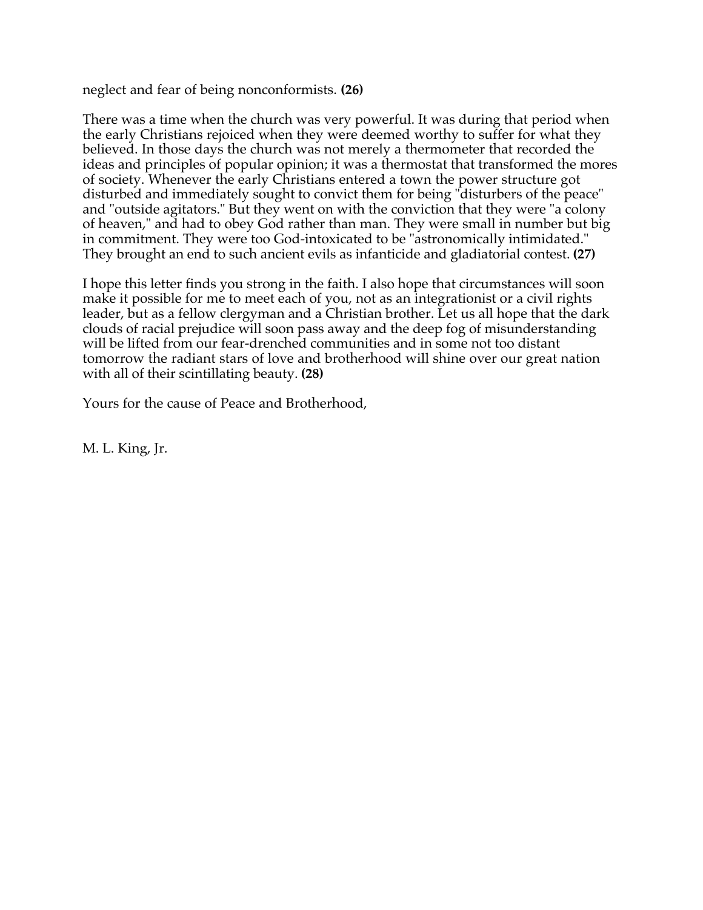neglect and fear of being nonconformists. **(26)**

There was a time when the church was very powerful. It was during that period when the early Christians rejoiced when they were deemed worthy to suffer for what they believed. In those days the church was not merely a thermometer that recorded the ideas and principles of popular opinion; it was a thermostat that transformed the mores of society. Whenever the early Christians entered a town the power structure got disturbed and immediately sought to convict them for being "disturbers of the peace" and "outside agitators." But they went on with the conviction that they were "a colony of heaven," and had to obey God rather than man. They were small in number but big in commitment. They were too God-intoxicated to be "astronomically intimidated." They brought an end to such ancient evils as infanticide and gladiatorial contest. **(27)**

I hope this letter finds you strong in the faith. I also hope that circumstances will soon make it possible for me to meet each of you, not as an integrationist or a civil rights leader, but as a fellow clergyman and a Christian brother. Let us all hope that the dark clouds of racial prejudice will soon pass away and the deep fog of misunderstanding will be lifted from our fear-drenched communities and in some not too distant tomorrow the radiant stars of love and brotherhood will shine over our great nation with all of their scintillating beauty. **(28)**

Yours for the cause of Peace and Brotherhood,

M. L. King, Jr.